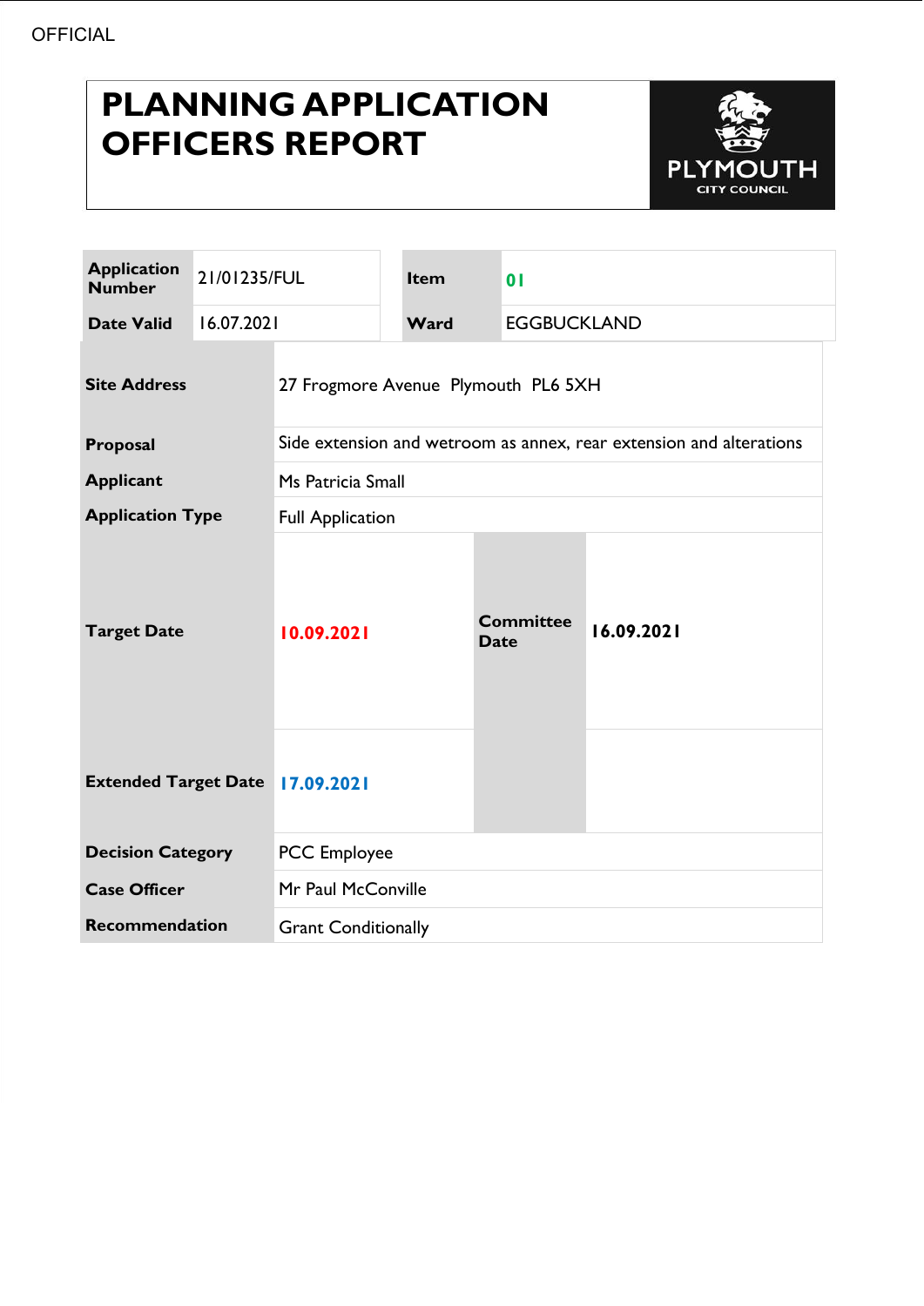OFFICIAL

# PLANNING APPLICATION OFFICERS REPORT

PLYMOUTH CITY COUNCIL

| | | | |
|---|---|---|---|
| **Application Number** | 21/01235/FUL | **Item** | **01** |
| **Date Valid** | 16.07.2021 | **Ward** | EGGBUCKLAND |

| | | | |
|---|---|---|---|
| **Site Address** | 27 Frogmore Avenue Plymouth PL6 5XH | | |
| **Proposal** | Side extension and wetroom as annex, rear extension and alterations | | |
| **Applicant** | Ms Patricia Small | | |
| **Application Type** | Full Application | | |
| **Target Date** | **10.09.2021** | **Committee Date** | **16.09.2021** |
| **Extended Target Date** | **17.09.2021** | | |
| **Decision Category** | PCC Employee | | |
| **Case Officer** | Mr Paul McConville | | |
| **Recommendation** | Grant Conditionally | | |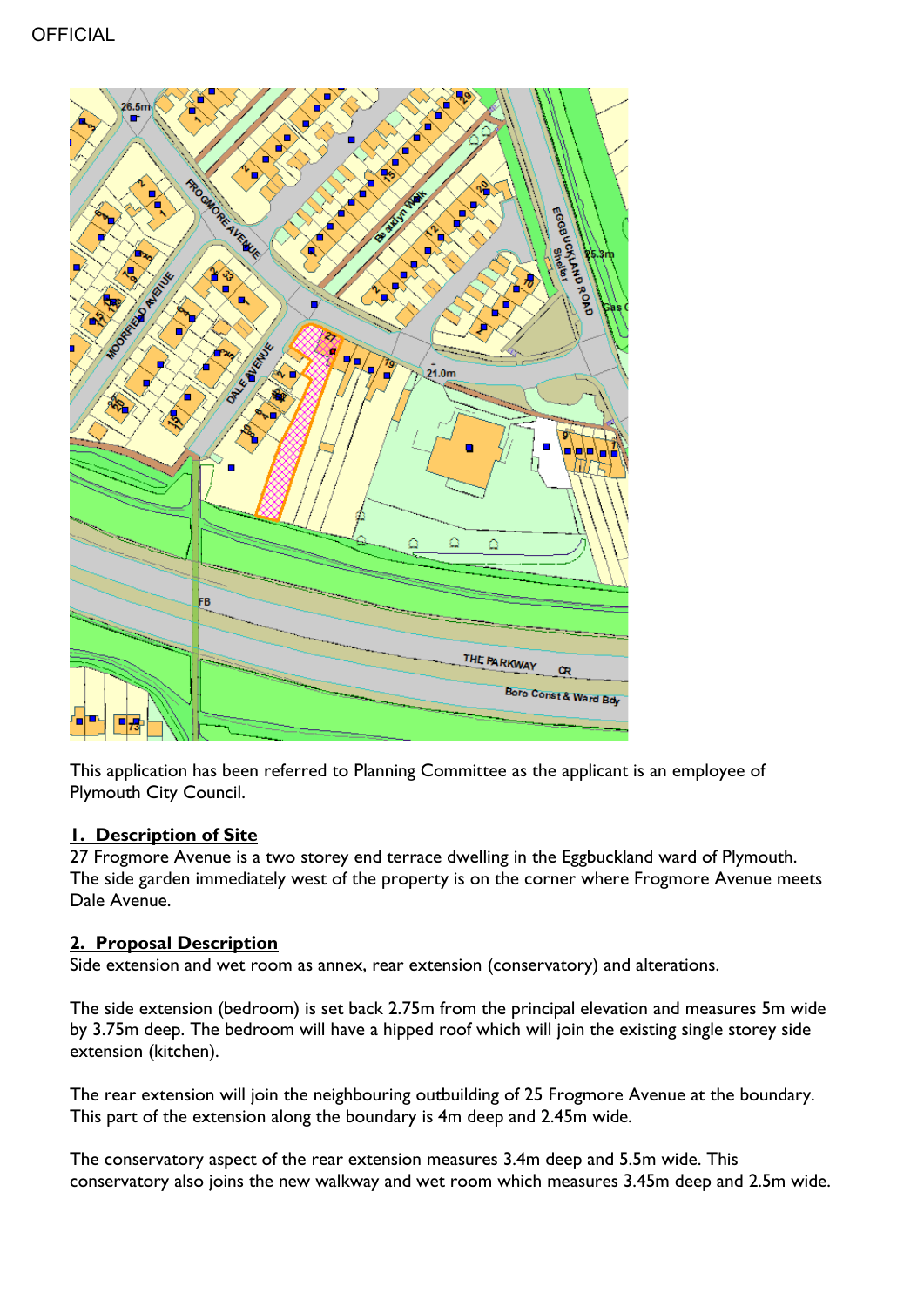OFFICIAL

This application has been referred to Planning Committee as the applicant is an employee of Plymouth City Council.

## 1. Description of Site

27 Frogmore Avenue is a two storey end terrace dwelling in the Eggbuckland ward of Plymouth. The side garden immediately west of the property is on the corner where Frogmore Avenue meets Dale Avenue.

## 2. Proposal Description

Side extension and wet room as annex, rear extension (conservatory) and alterations.

The side extension (bedroom) is set back 2.75m from the principal elevation and measures 5m wide by 3.75m deep. The bedroom will have a hipped roof which will join the existing single storey side extension (kitchen).

The rear extension will join the neighbouring outbuilding of 25 Frogmore Avenue at the boundary. This part of the extension along the boundary is 4m deep and 2.45m wide.

The conservatory aspect of the rear extension measures 3.4m deep and 5.5m wide. This conservatory also joins the new walkway and wet room which measures 3.45m deep and 2.5m wide.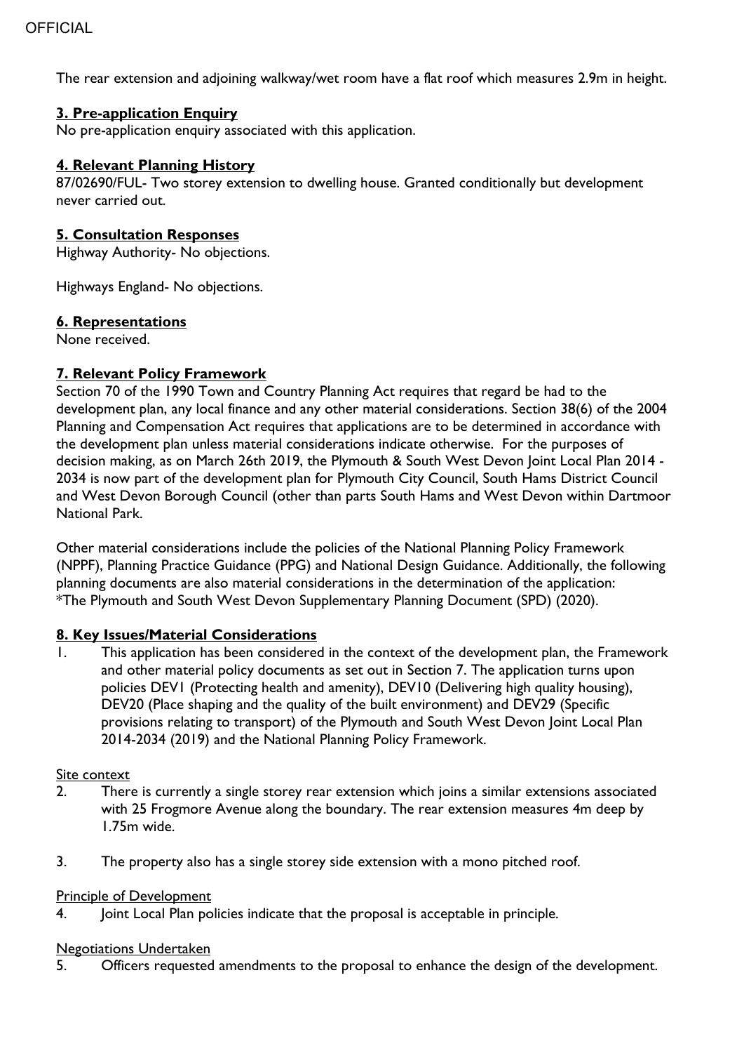The rear extension and adjoining walkway/wet room have a flat roof which measures 2.9m in height.

**3. Pre-application Enquiry**

No pre-application enquiry associated with this application.

**4. Relevant Planning History**

87/02690/FUL- Two storey extension to dwelling house. Granted conditionally but development never carried out.

**5. Consultation Responses**

Highway Authority- No objections.

Highways England- No objections.

**6. Representations**

None received.

**7. Relevant Policy Framework**

Section 70 of the 1990 Town and Country Planning Act requires that regard be had to the development plan, any local finance and any other material considerations. Section 38(6) of the 2004 Planning and Compensation Act requires that applications are to be determined in accordance with the development plan unless material considerations indicate otherwise. For the purposes of decision making, as on March 26th 2019, the Plymouth & South West Devon Joint Local Plan 2014 - 2034 is now part of the development plan for Plymouth City Council, South Hams District Council and West Devon Borough Council (other than parts South Hams and West Devon within Dartmoor National Park.

Other material considerations include the policies of the National Planning Policy Framework (NPPF), Planning Practice Guidance (PPG) and National Design Guidance. Additionally, the following planning documents are also material considerations in the determination of the application:
*The Plymouth and South West Devon Supplementary Planning Document (SPD) (2020).

**8. Key Issues/Material Considerations**

1. This application has been considered in the context of the development plan, the Framework and other material policy documents as set out in Section 7. The application turns upon policies DEV1 (Protecting health and amenity), DEV10 (Delivering high quality housing), DEV20 (Place shaping and the quality of the built environment) and DEV29 (Specific provisions relating to transport) of the Plymouth and South West Devon Joint Local Plan 2014-2034 (2019) and the National Planning Policy Framework.

Site context

2. There is currently a single storey rear extension which joins a similar extensions associated with 25 Frogmore Avenue along the boundary. The rear extension measures 4m deep by 1.75m wide.

3. The property also has a single storey side extension with a mono pitched roof.

Principle of Development

4. Joint Local Plan policies indicate that the proposal is acceptable in principle.

Negotiations Undertaken

5. Officers requested amendments to the proposal to enhance the design of the development.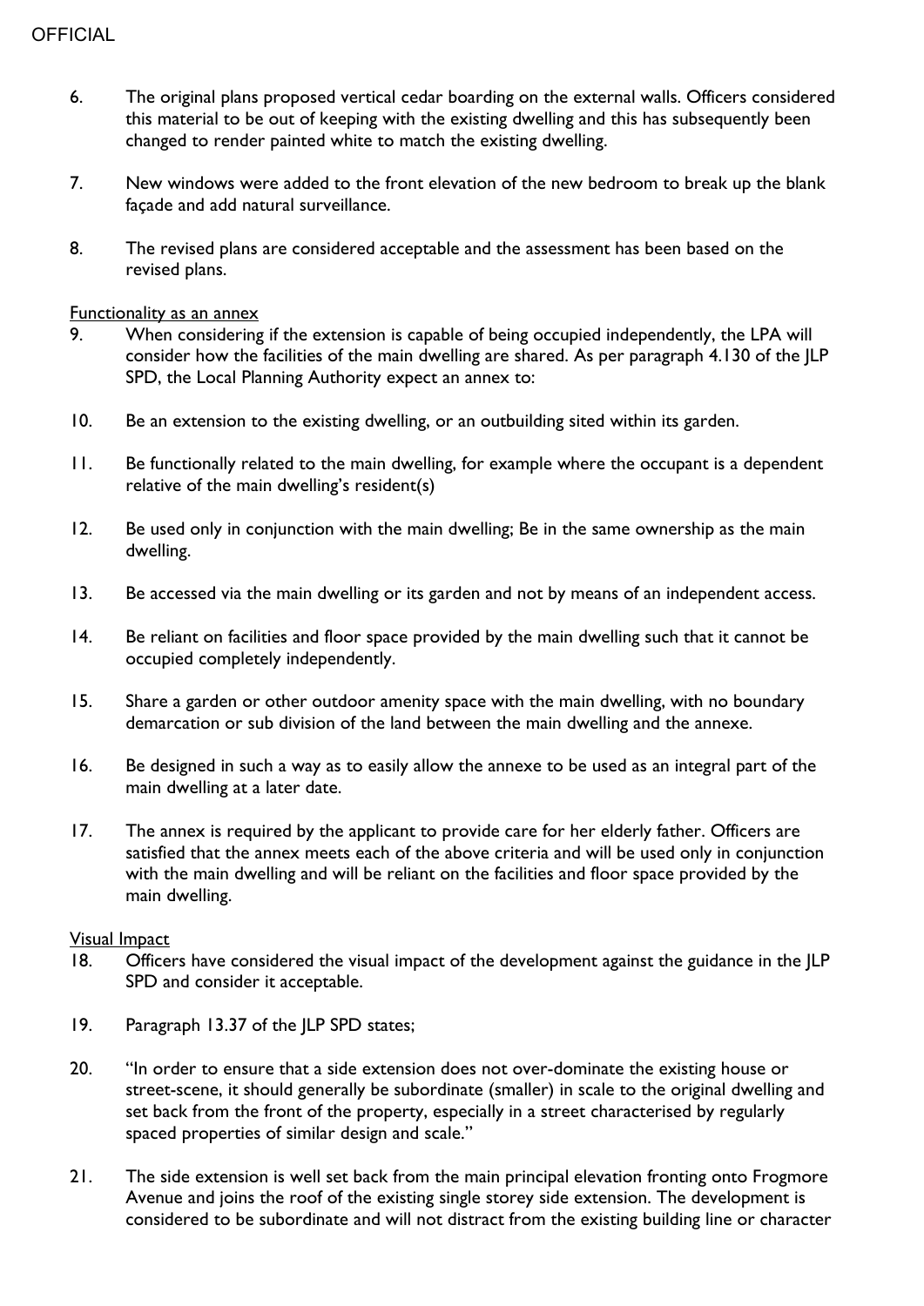6. The original plans proposed vertical cedar boarding on the external walls. Officers considered this material to be out of keeping with the existing dwelling and this has subsequently been changed to render painted white to match the existing dwelling.

7. New windows were added to the front elevation of the new bedroom to break up the blank façade and add natural surveillance.

8. The revised plans are considered acceptable and the assessment has been based on the revised plans.

<u>Functionality as an annex</u>

9. When considering if the extension is capable of being occupied independently, the LPA will consider how the facilities of the main dwelling are shared. As per paragraph 4.130 of the JLP SPD, the Local Planning Authority expect an annex to:

10. Be an extension to the existing dwelling, or an outbuilding sited within its garden.

11. Be functionally related to the main dwelling, for example where the occupant is a dependent relative of the main dwelling's resident(s)

12. Be used only in conjunction with the main dwelling; Be in the same ownership as the main dwelling.

13. Be accessed via the main dwelling or its garden and not by means of an independent access.

14. Be reliant on facilities and floor space provided by the main dwelling such that it cannot be occupied completely independently.

15. Share a garden or other outdoor amenity space with the main dwelling, with no boundary demarcation or sub division of the land between the main dwelling and the annexe.

16. Be designed in such a way as to easily allow the annexe to be used as an integral part of the main dwelling at a later date.

17. The annex is required by the applicant to provide care for her elderly father. Officers are satisfied that the annex meets each of the above criteria and will be used only in conjunction with the main dwelling and will be reliant on the facilities and floor space provided by the main dwelling.

<u>Visual Impact</u>

18. Officers have considered the visual impact of the development against the guidance in the JLP SPD and consider it acceptable.

19. Paragraph 13.37 of the JLP SPD states;

20. "In order to ensure that a side extension does not over-dominate the existing house or street-scene, it should generally be subordinate (smaller) in scale to the original dwelling and set back from the front of the property, especially in a street characterised by regularly spaced properties of similar design and scale."

21. The side extension is well set back from the main principal elevation fronting onto Frogmore Avenue and joins the roof of the existing single storey side extension. The development is considered to be subordinate and will not distract from the existing building line or character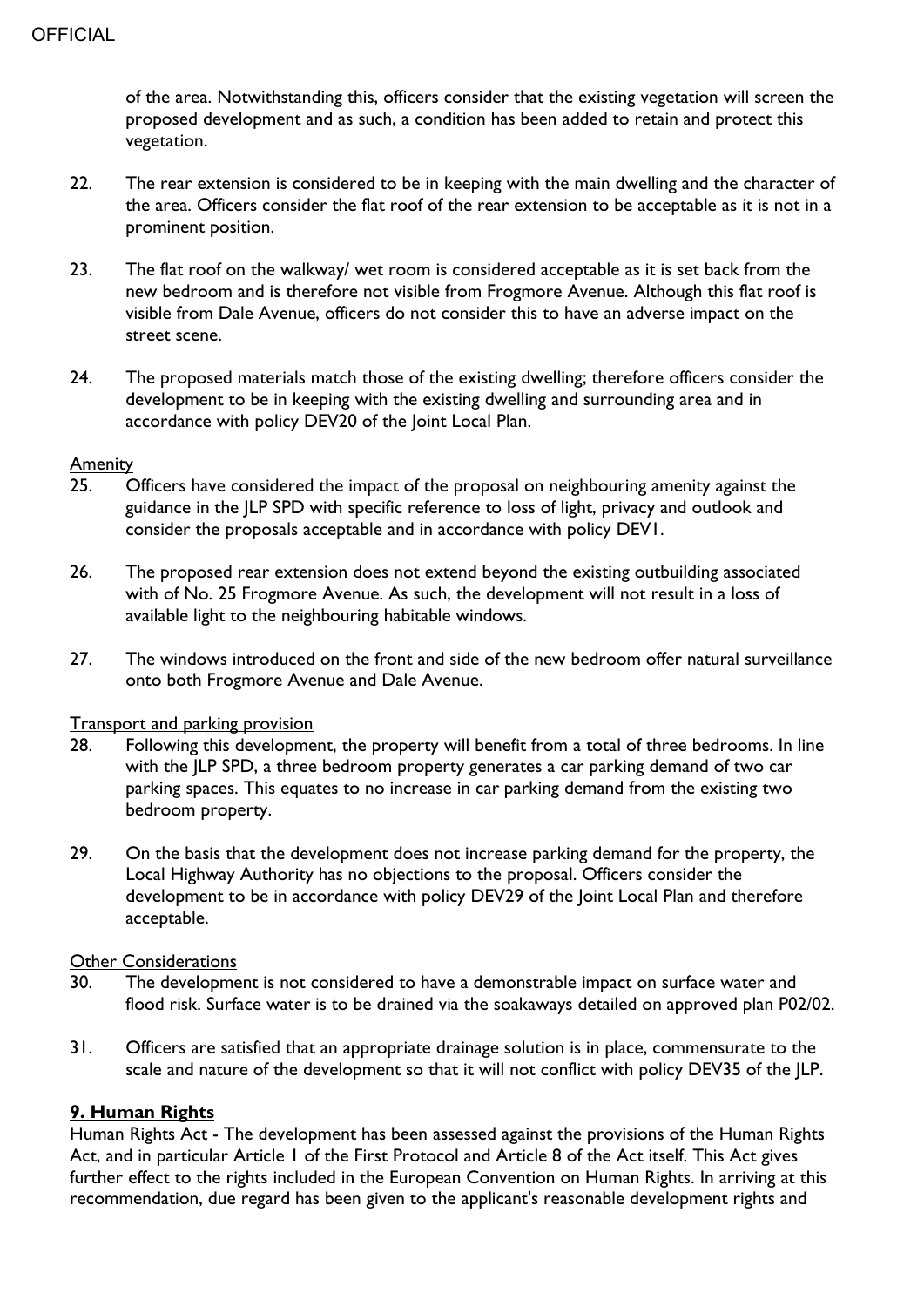of the area. Notwithstanding this, officers consider that the existing vegetation will screen the proposed development and as such, a condition has been added to retain and protect this vegetation.

22. The rear extension is considered to be in keeping with the main dwelling and the character of the area. Officers consider the flat roof of the rear extension to be acceptable as it is not in a prominent position.

23. The flat roof on the walkway/ wet room is considered acceptable as it is set back from the new bedroom and is therefore not visible from Frogmore Avenue. Although this flat roof is visible from Dale Avenue, officers do not consider this to have an adverse impact on the street scene.

24. The proposed materials match those of the existing dwelling; therefore officers consider the development to be in keeping with the existing dwelling and surrounding area and in accordance with policy DEV20 of the Joint Local Plan.

Amenity

25. Officers have considered the impact of the proposal on neighbouring amenity against the guidance in the JLP SPD with specific reference to loss of light, privacy and outlook and consider the proposals acceptable and in accordance with policy DEV1.

26. The proposed rear extension does not extend beyond the existing outbuilding associated with of No. 25 Frogmore Avenue. As such, the development will not result in a loss of available light to the neighbouring habitable windows.

27. The windows introduced on the front and side of the new bedroom offer natural surveillance onto both Frogmore Avenue and Dale Avenue.

Transport and parking provision

28. Following this development, the property will benefit from a total of three bedrooms. In line with the JLP SPD, a three bedroom property generates a car parking demand of two car parking spaces. This equates to no increase in car parking demand from the existing two bedroom property.

29. On the basis that the development does not increase parking demand for the property, the Local Highway Authority has no objections to the proposal. Officers consider the development to be in accordance with policy DEV29 of the Joint Local Plan and therefore acceptable.

Other Considerations

30. The development is not considered to have a demonstrable impact on surface water and flood risk. Surface water is to be drained via the soakaways detailed on approved plan P02/02.

31. Officers are satisfied that an appropriate drainage solution is in place, commensurate to the scale and nature of the development so that it will not conflict with policy DEV35 of the JLP.

## 9. Human Rights

Human Rights Act - The development has been assessed against the provisions of the Human Rights Act, and in particular Article 1 of the First Protocol and Article 8 of the Act itself. This Act gives further effect to the rights included in the European Convention on Human Rights. In arriving at this recommendation, due regard has been given to the applicant's reasonable development rights and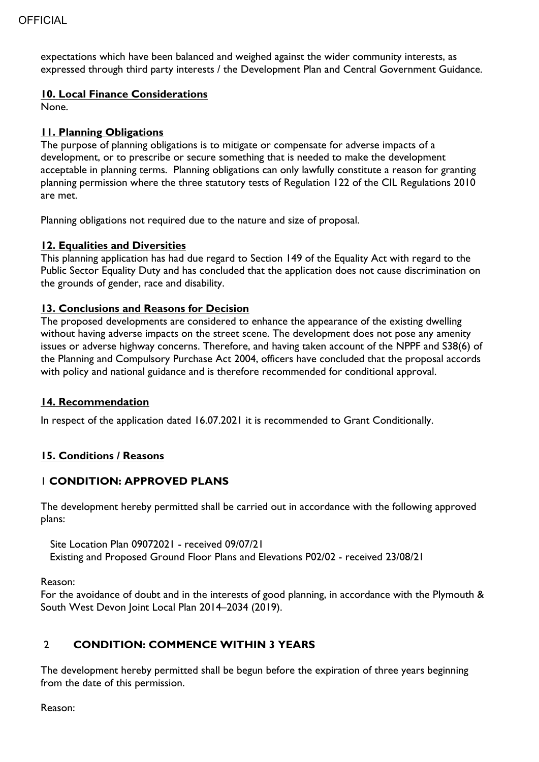expectations which have been balanced and weighed against the wider community interests, as expressed through third party interests / the Development Plan and Central Government Guidance.

## 10. Local Finance Considerations

None.

## 11. Planning Obligations

The purpose of planning obligations is to mitigate or compensate for adverse impacts of a development, or to prescribe or secure something that is needed to make the development acceptable in planning terms. Planning obligations can only lawfully constitute a reason for granting planning permission where the three statutory tests of Regulation 122 of the CIL Regulations 2010 are met.

Planning obligations not required due to the nature and size of proposal.

## 12. Equalities and Diversities

This planning application has had due regard to Section 149 of the Equality Act with regard to the Public Sector Equality Duty and has concluded that the application does not cause discrimination on the grounds of gender, race and disability.

## 13. Conclusions and Reasons for Decision

The proposed developments are considered to enhance the appearance of the existing dwelling without having adverse impacts on the street scene. The development does not pose any amenity issues or adverse highway concerns. Therefore, and having taken account of the NPPF and S38(6) of the Planning and Compulsory Purchase Act 2004, officers have concluded that the proposal accords with policy and national guidance and is therefore recommended for conditional approval.

## 14. Recommendation

In respect of the application dated 16.07.2021 it is recommended to Grant Conditionally.

## 15. Conditions / Reasons

### 1 CONDITION: APPROVED PLANS

The development hereby permitted shall be carried out in accordance with the following approved plans:

Site Location Plan 09072021 - received 09/07/21
Existing and Proposed Ground Floor Plans and Elevations P02/02 - received 23/08/21

Reason:
For the avoidance of doubt and in the interests of good planning, in accordance with the Plymouth & South West Devon Joint Local Plan 2014–2034 (2019).

### 2 CONDITION: COMMENCE WITHIN 3 YEARS

The development hereby permitted shall be begun before the expiration of three years beginning from the date of this permission.

Reason: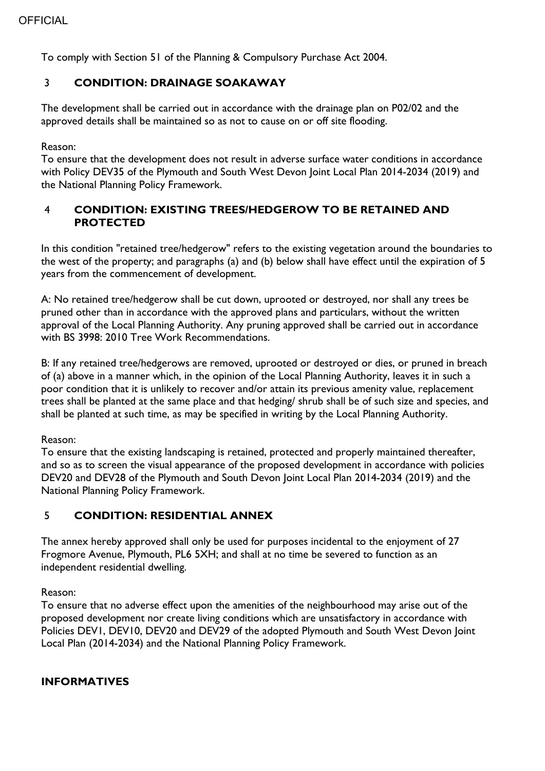To comply with Section 51 of the Planning & Compulsory Purchase Act 2004.

## 3 CONDITION: DRAINAGE SOAKAWAY

The development shall be carried out in accordance with the drainage plan on P02/02 and the approved details shall be maintained so as not to cause on or off site flooding.

Reason:
To ensure that the development does not result in adverse surface water conditions in accordance with Policy DEV35 of the Plymouth and South West Devon Joint Local Plan 2014-2034 (2019) and the National Planning Policy Framework.

## 4 CONDITION: EXISTING TREES/HEDGEROW TO BE RETAINED AND PROTECTED

In this condition "retained tree/hedgerow" refers to the existing vegetation around the boundaries to the west of the property; and paragraphs (a) and (b) below shall have effect until the expiration of 5 years from the commencement of development.

A: No retained tree/hedgerow shall be cut down, uprooted or destroyed, nor shall any trees be pruned other than in accordance with the approved plans and particulars, without the written approval of the Local Planning Authority. Any pruning approved shall be carried out in accordance with BS 3998: 2010 Tree Work Recommendations.

B: If any retained tree/hedgerows are removed, uprooted or destroyed or dies, or pruned in breach of (a) above in a manner which, in the opinion of the Local Planning Authority, leaves it in such a poor condition that it is unlikely to recover and/or attain its previous amenity value, replacement trees shall be planted at the same place and that hedging/ shrub shall be of such size and species, and shall be planted at such time, as may be specified in writing by the Local Planning Authority.

Reason:
To ensure that the existing landscaping is retained, protected and properly maintained thereafter, and so as to screen the visual appearance of the proposed development in accordance with policies DEV20 and DEV28 of the Plymouth and South Devon Joint Local Plan 2014-2034 (2019) and the National Planning Policy Framework.

## 5 CONDITION: RESIDENTIAL ANNEX

The annex hereby approved shall only be used for purposes incidental to the enjoyment of 27 Frogmore Avenue, Plymouth, PL6 5XH; and shall at no time be severed to function as an independent residential dwelling.

Reason:
To ensure that no adverse effect upon the amenities of the neighbourhood may arise out of the proposed development nor create living conditions which are unsatisfactory in accordance with Policies DEV1, DEV10, DEV20 and DEV29 of the adopted Plymouth and South West Devon Joint Local Plan (2014-2034) and the National Planning Policy Framework.

## INFORMATIVES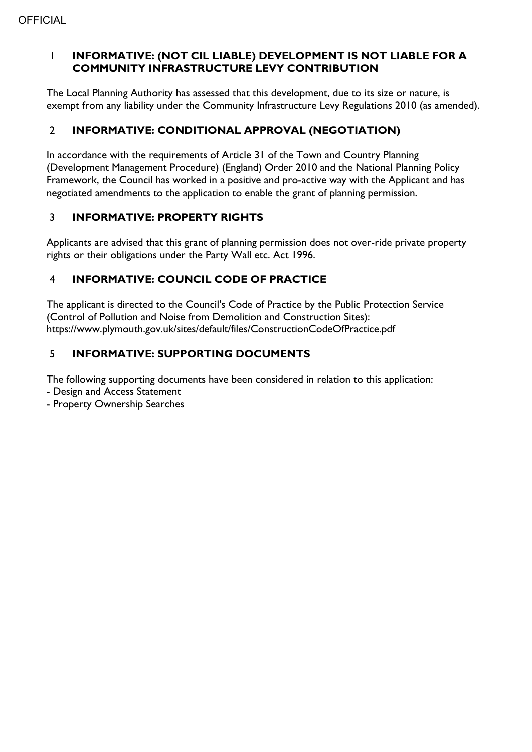## 1 INFORMATIVE: (NOT CIL LIABLE) DEVELOPMENT IS NOT LIABLE FOR A COMMUNITY INFRASTRUCTURE LEVY CONTRIBUTION

The Local Planning Authority has assessed that this development, due to its size or nature, is exempt from any liability under the Community Infrastructure Levy Regulations 2010 (as amended).

## 2 INFORMATIVE: CONDITIONAL APPROVAL (NEGOTIATION)

In accordance with the requirements of Article 31 of the Town and Country Planning (Development Management Procedure) (England) Order 2010 and the National Planning Policy Framework, the Council has worked in a positive and pro-active way with the Applicant and has negotiated amendments to the application to enable the grant of planning permission.

## 3 INFORMATIVE: PROPERTY RIGHTS

Applicants are advised that this grant of planning permission does not over-ride private property rights or their obligations under the Party Wall etc. Act 1996.

## 4 INFORMATIVE: COUNCIL CODE OF PRACTICE

The applicant is directed to the Council's Code of Practice by the Public Protection Service (Control of Pollution and Noise from Demolition and Construction Sites): https://www.plymouth.gov.uk/sites/default/files/ConstructionCodeOfPractice.pdf

## 5 INFORMATIVE: SUPPORTING DOCUMENTS

The following supporting documents have been considered in relation to this application:

- Design and Access Statement
- Property Ownership Searches